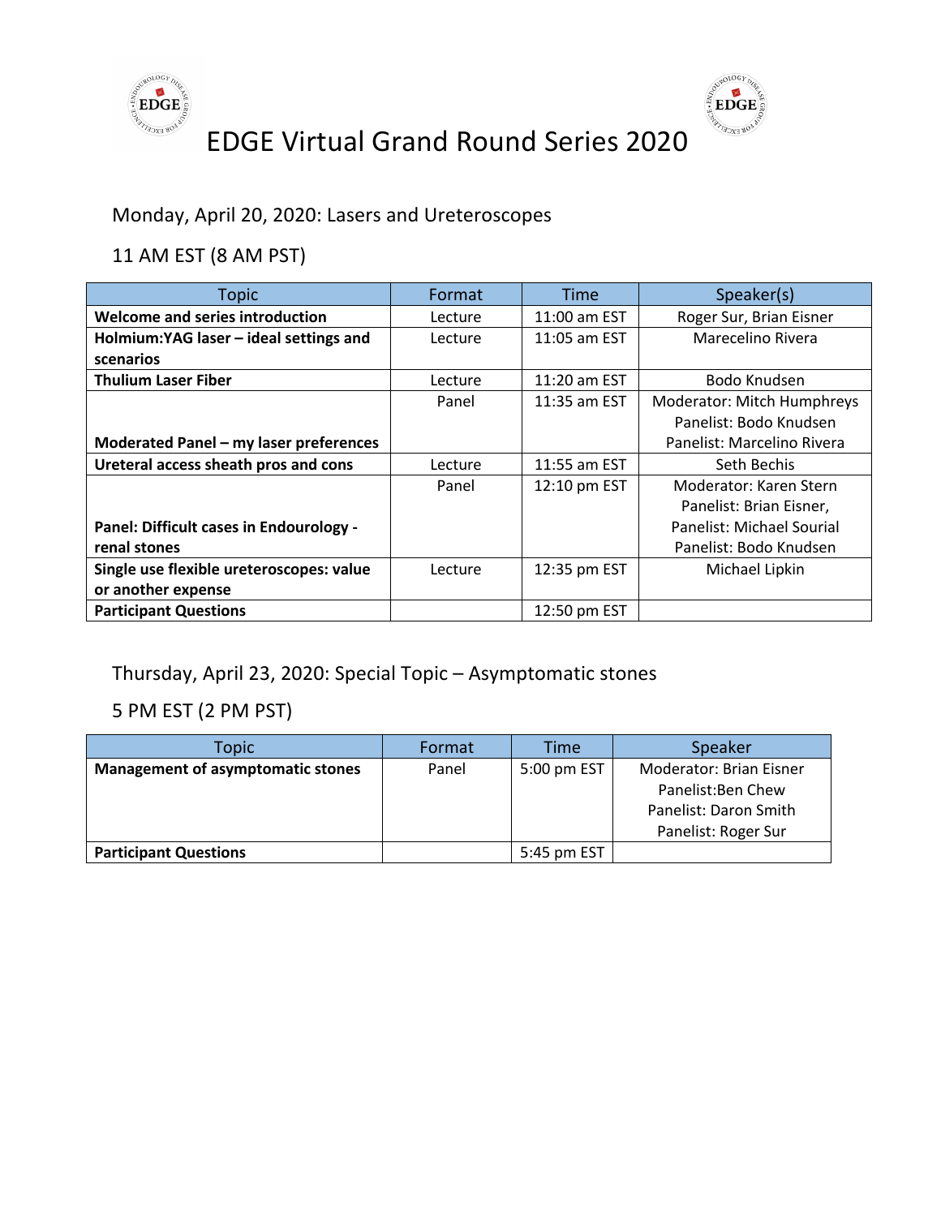# EDGE Virtual Grand Round Series 2020

## Monday, April 20, 2020: Lasers and Ureteroscopes

### 11 AM EST (8 AM PST)

| Topic | Format | Time | Speaker(s) |
|---|---|---|---|
| **Welcome and series introduction** | Lecture | 11:00 am EST | Roger Sur, Brian Eisner |
| **Holmium:YAG laser – ideal settings and scenarios** | Lecture | 11:05 am EST | Marecelino Rivera |
| **Thulium Laser Fiber** | Lecture | 11:20 am EST | Bodo Knudsen |
| **Moderated Panel – my laser preferences** | Panel | 11:35 am EST | Moderator: Mitch Humphreys<br>Panelist: Bodo Knudsen<br>Panelist: Marcelino Rivera |
| **Ureteral access sheath pros and cons** | Lecture | 11:55 am EST | Seth Bechis |
| **Panel: Difficult cases in Endourology - renal stones** | Panel | 12:10 pm EST | Moderator: Karen Stern<br>Panelist: Brian Eisner,<br>Panelist: Michael Sourial<br>Panelist: Bodo Knudsen |
| **Single use flexible ureteroscopes: value or another expense** | Lecture | 12:35 pm EST | Michael Lipkin |
| **Participant Questions** | | 12:50 pm EST | |

## Thursday, April 23, 2020: Special Topic – Asymptomatic stones

### 5 PM EST (2 PM PST)

| Topic | Format | Time | Speaker |
|---|---|---|---|
| **Management of asymptomatic stones** | Panel | 5:00 pm EST | Moderator: Brian Eisner<br>Panelist:Ben Chew<br>Panelist: Daron Smith<br>Panelist: Roger Sur |
| **Participant Questions** | | 5:45 pm EST | |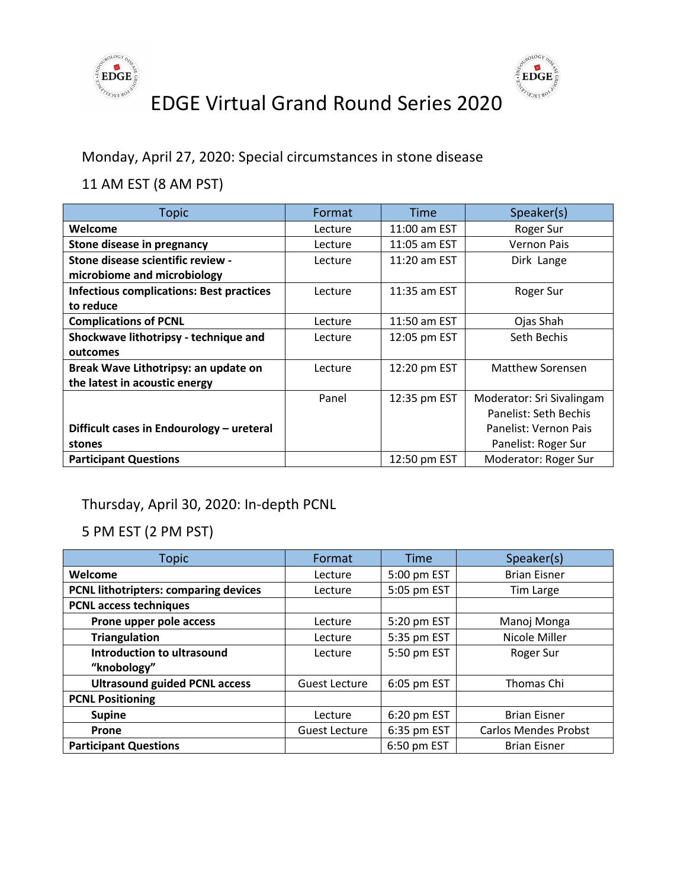# EDGE Virtual Grand Round Series 2020

## Monday, April 27, 2020: Special circumstances in stone disease

### 11 AM EST (8 AM PST)

| Topic | Format | Time | Speaker(s) |
|---|---|---|---|
| **Welcome** | Lecture | 11:00 am EST | Roger Sur |
| **Stone disease in pregnancy** | Lecture | 11:05 am EST | Vernon Pais |
| **Stone disease scientific review - microbiome and microbiology** | Lecture | 11:20 am EST | Dirk Lange |
| **Infectious complications: Best practices to reduce** | Lecture | 11:35 am EST | Roger Sur |
| **Complications of PCNL** | Lecture | 11:50 am EST | Ojas Shah |
| **Shockwave lithotripsy - technique and outcomes** | Lecture | 12:05 pm EST | Seth Bechis |
| **Break Wave Lithotripsy: an update on the latest in acoustic energy** | Lecture | 12:20 pm EST | Matthew Sorensen |
| **Difficult cases in Endourology – ureteral stones** | Panel | 12:35 pm EST | Moderator: Sri Sivalingam<br>Panelist: Seth Bechis<br>Panelist: Vernon Pais<br>Panelist: Roger Sur |
| **Participant Questions** | | 12:50 pm EST | Moderator: Roger Sur |

## Thursday, April 30, 2020: In-depth PCNL

### 5 PM EST (2 PM PST)

| Topic | Format | Time | Speaker(s) |
|---|---|---|---|
| **Welcome** | Lecture | 5:00 pm EST | Brian Eisner |
| **PCNL lithotripters: comparing devices** | Lecture | 5:05 pm EST | Tim Large |
| **PCNL access techniques** | | | |
| **Prone upper pole access** | Lecture | 5:20 pm EST | Manoj Monga |
| **Triangulation** | Lecture | 5:35 pm EST | Nicole Miller |
| **Introduction to ultrasound "knobology"** | Lecture | 5:50 pm EST | Roger Sur |
| **Ultrasound guided PCNL access** | Guest Lecture | 6:05 pm EST | Thomas Chi |
| **PCNL Positioning** | | | |
| **Supine** | Lecture | 6:20 pm EST | Brian Eisner |
| **Prone** | Guest Lecture | 6:35 pm EST | Carlos Mendes Probst |
| **Participant Questions** | | 6:50 pm EST | Brian Eisner |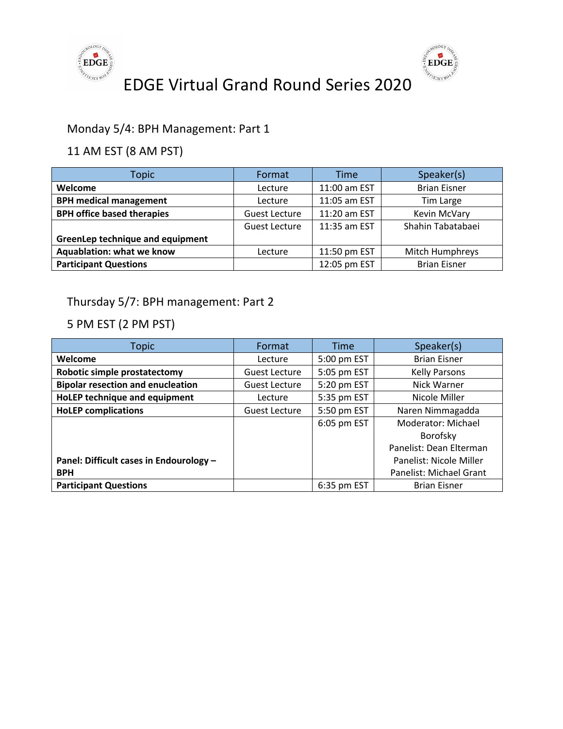# EDGE Virtual Grand Round Series 2020

## Monday 5/4: BPH Management: Part 1

### 11 AM EST (8 AM PST)

| Topic | Format | Time | Speaker(s) |
|---|---|---|---|
| **Welcome** | Lecture | 11:00 am EST | Brian Eisner |
| **BPH medical management** | Lecture | 11:05 am EST | Tim Large |
| **BPH office based therapies** | Guest Lecture | 11:20 am EST | Kevin McVary |
| **GreenLep technique and equipment** | Guest Lecture | 11:35 am EST | Shahin Tabatabaei |
| **Aquablation: what we know** | Lecture | 11:50 pm EST | Mitch Humphreys |
| **Participant Questions** | | 12:05 pm EST | Brian Eisner |

## Thursday 5/7: BPH management: Part 2

### 5 PM EST (2 PM PST)

| Topic | Format | Time | Speaker(s) |
|---|---|---|---|
| **Welcome** | Lecture | 5:00 pm EST | Brian Eisner |
| **Robotic simple prostatectomy** | Guest Lecture | 5:05 pm EST | Kelly Parsons |
| **Bipolar resection and enucleation** | Guest Lecture | 5:20 pm EST | Nick Warner |
| **HoLEP technique and equipment** | Lecture | 5:35 pm EST | Nicole Miller |
| **HoLEP complications** | Guest Lecture | 5:50 pm EST | Naren Nimmagadda |
| **Panel: Difficult cases in Endourology – BPH** | | 6:05 pm EST | Moderator: Michael Borofsky<br>Panelist: Dean Elterman<br>Panelist: Nicole Miller<br>Panelist: Michael Grant |
| **Participant Questions** | | 6:35 pm EST | Brian Eisner |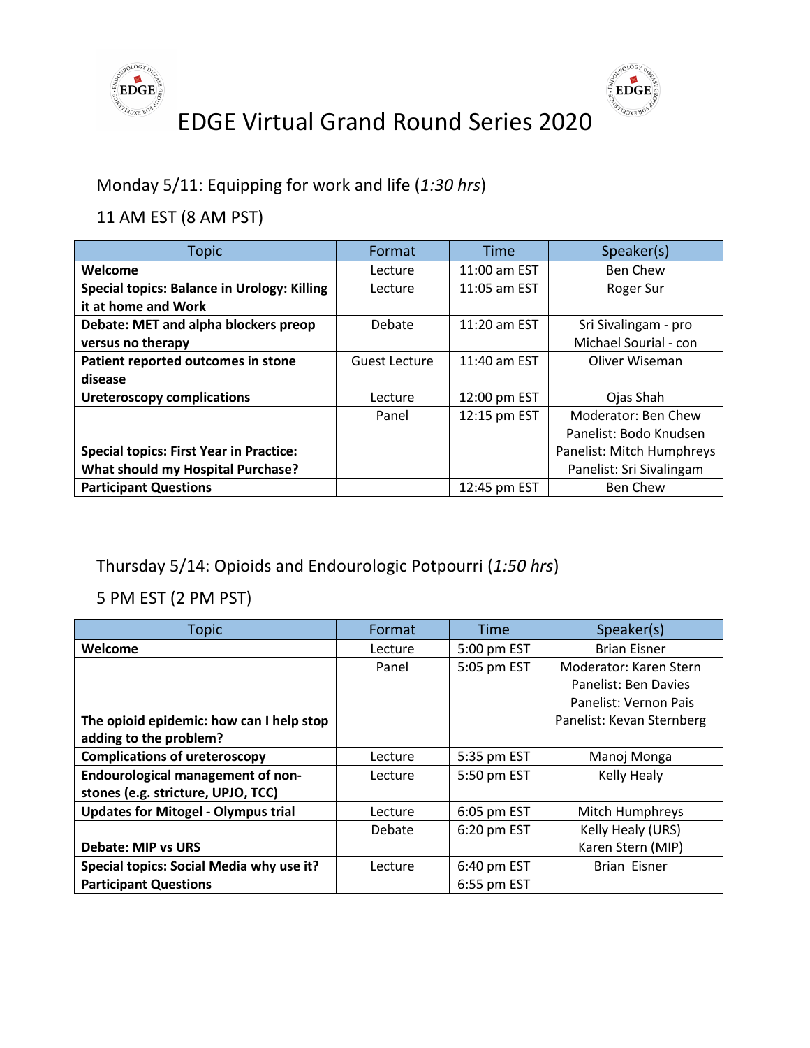# EDGE Virtual Grand Round Series 2020

## Monday 5/11: Equipping for work and life (*1:30 hrs*)

## 11 AM EST (8 AM PST)

| Topic | Format | Time | Speaker(s) |
|---|---|---|---|
| **Welcome** | Lecture | 11:00 am EST | Ben Chew |
| **Special topics: Balance in Urology: Killing it at home and Work** | Lecture | 11:05 am EST | Roger Sur |
| **Debate: MET and alpha blockers preop versus no therapy** | Debate | 11:20 am EST | Sri Sivalingam - pro<br>Michael Sourial - con |
| **Patient reported outcomes in stone disease** | Guest Lecture | 11:40 am EST | Oliver Wiseman |
| **Ureteroscopy complications** | Lecture | 12:00 pm EST | Ojas Shah |
| **Special topics: First Year in Practice: What should my Hospital Purchase?** | Panel | 12:15 pm EST | Moderator: Ben Chew<br>Panelist: Bodo Knudsen<br>Panelist: Mitch Humphreys<br>Panelist: Sri Sivalingam |
| **Participant Questions** | | 12:45 pm EST | Ben Chew |

## Thursday 5/14: Opioids and Endourologic Potpourri (*1:50 hrs*)

## 5 PM EST (2 PM PST)

| Topic | Format | Time | Speaker(s) |
|---|---|---|---|
| **Welcome** | Lecture | 5:00 pm EST | Brian Eisner |
| **The opioid epidemic: how can I help stop adding to the problem?** | Panel | 5:05 pm EST | Moderator: Karen Stern<br>Panelist: Ben Davies<br>Panelist: Vernon Pais<br>Panelist: Kevan Sternberg |
| **Complications of ureteroscopy** | Lecture | 5:35 pm EST | Manoj Monga |
| **Endourological management of non-stones (e.g. stricture, UPJO, TCC)** | Lecture | 5:50 pm EST | Kelly Healy |
| **Updates for Mitogel - Olympus trial** | Lecture | 6:05 pm EST | Mitch Humphreys |
| **Debate: MIP vs URS** | Debate | 6:20 pm EST | Kelly Healy (URS)<br>Karen Stern (MIP) |
| **Special topics: Social Media why use it?** | Lecture | 6:40 pm EST | Brian Eisner |
| **Participant Questions** | | 6:55 pm EST | |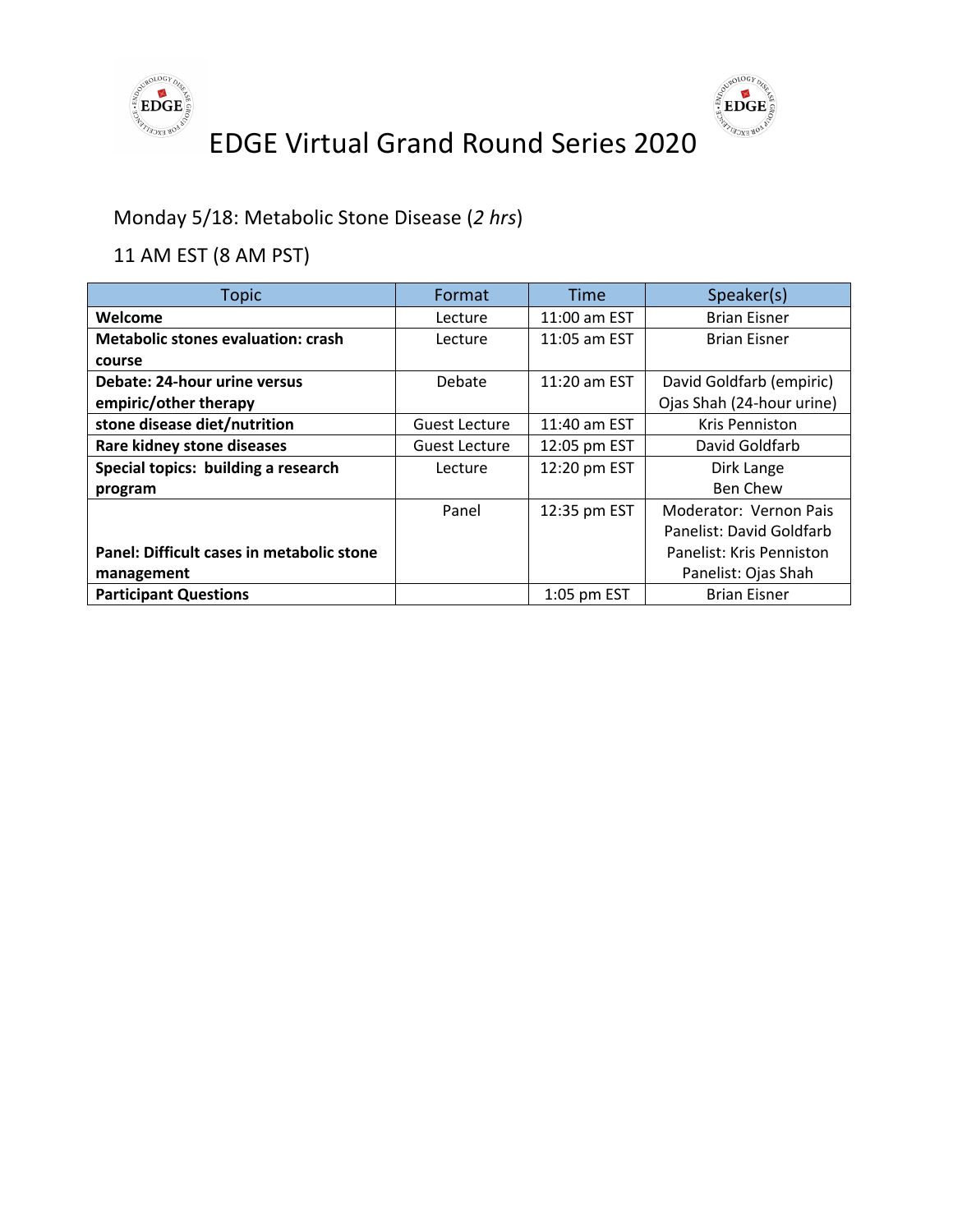# EDGE Virtual Grand Round Series 2020

Monday 5/18: Metabolic Stone Disease (*2 hrs*)

11 AM EST (8 AM PST)

| Topic | Format | Time | Speaker(s) |
|---|---|---|---|
| **Welcome** | Lecture | 11:00 am EST | Brian Eisner |
| **Metabolic stones evaluation: crash course** | Lecture | 11:05 am EST | Brian Eisner |
| **Debate: 24-hour urine versus empiric/other therapy** | Debate | 11:20 am EST | David Goldfarb (empiric)<br>Ojas Shah (24-hour urine) |
| **stone disease diet/nutrition** | Guest Lecture | 11:40 am EST | Kris Penniston |
| **Rare kidney stone diseases** | Guest Lecture | 12:05 pm EST | David Goldfarb |
| **Special topics: building a research program** | Lecture | 12:20 pm EST | Dirk Lange<br>Ben Chew |
| **Panel: Difficult cases in metabolic stone management** | Panel | 12:35 pm EST | Moderator: Vernon Pais<br>Panelist: David Goldfarb<br>Panelist: Kris Penniston<br>Panelist: Ojas Shah |
| **Participant Questions** | | 1:05 pm EST | Brian Eisner |